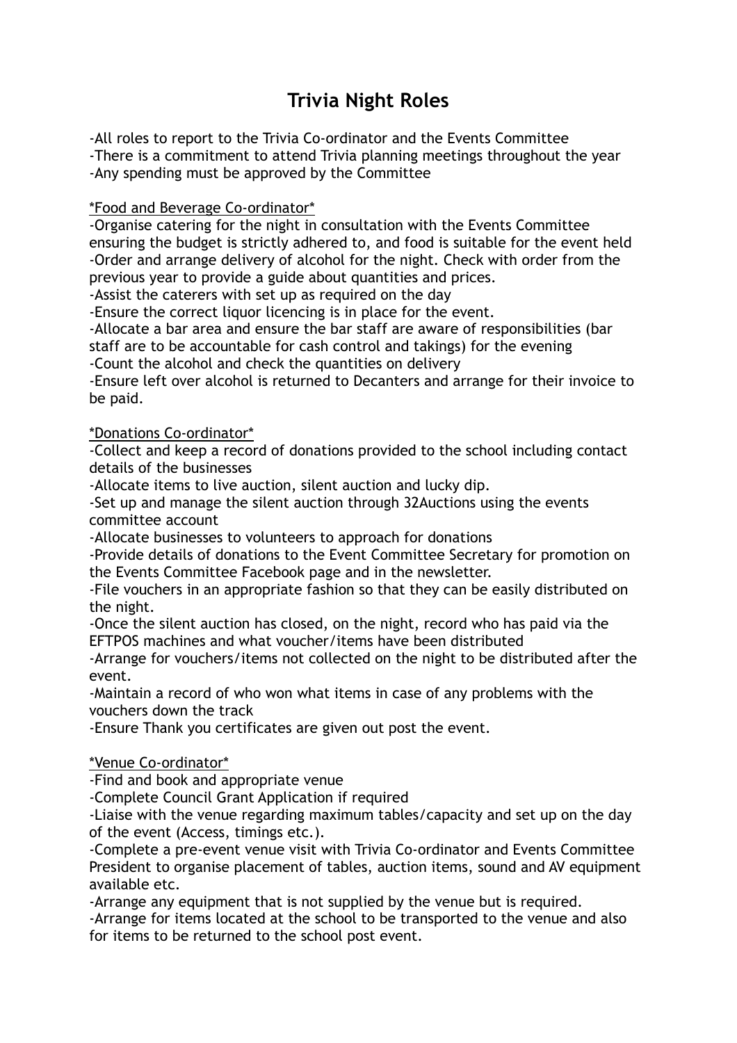# Trivia Night Roles

-All roles to report to the Trivia Co-ordinator and the Events Committee
-There is a commitment to attend Trivia planning meetings throughout the year
-Any spending must be approved by the Committee

*Food and Beverage Co-ordinator*

-Organise catering for the night in consultation with the Events Committee ensuring the budget is strictly adhered to, and food is suitable for the event held
-Order and arrange delivery of alcohol for the night. Check with order from the previous year to provide a guide about quantities and prices.
-Assist the caterers with set up as required on the day
-Ensure the correct liquor licencing is in place for the event.
-Allocate a bar area and ensure the bar staff are aware of responsibilities (bar staff are to be accountable for cash control and takings) for the evening
-Count the alcohol and check the quantities on delivery
-Ensure left over alcohol is returned to Decanters and arrange for their invoice to be paid.

*Donations Co-ordinator*

-Collect and keep a record of donations provided to the school including contact details of the businesses
-Allocate items to live auction, silent auction and lucky dip.
-Set up and manage the silent auction through 32Auctions using the events committee account
-Allocate businesses to volunteers to approach for donations
-Provide details of donations to the Event Committee Secretary for promotion on the Events Committee Facebook page and in the newsletter.
-File vouchers in an appropriate fashion so that they can be easily distributed on the night.
-Once the silent auction has closed, on the night, record who has paid via the EFTPOS machines and what voucher/items have been distributed
-Arrange for vouchers/items not collected on the night to be distributed after the event.
-Maintain a record of who won what items in case of any problems with the vouchers down the track
-Ensure Thank you certificates are given out post the event.

*Venue Co-ordinator*

-Find and book and appropriate venue
-Complete Council Grant Application if required
-Liaise with the venue regarding maximum tables/capacity and set up on the day of the event (Access, timings etc.).
-Complete a pre-event venue visit with Trivia Co-ordinator and Events Committee President to organise placement of tables, auction items, sound and AV equipment available etc.
-Arrange any equipment that is not supplied by the venue but is required.
-Arrange for items located at the school to be transported to the venue and also for items to be returned to the school post event.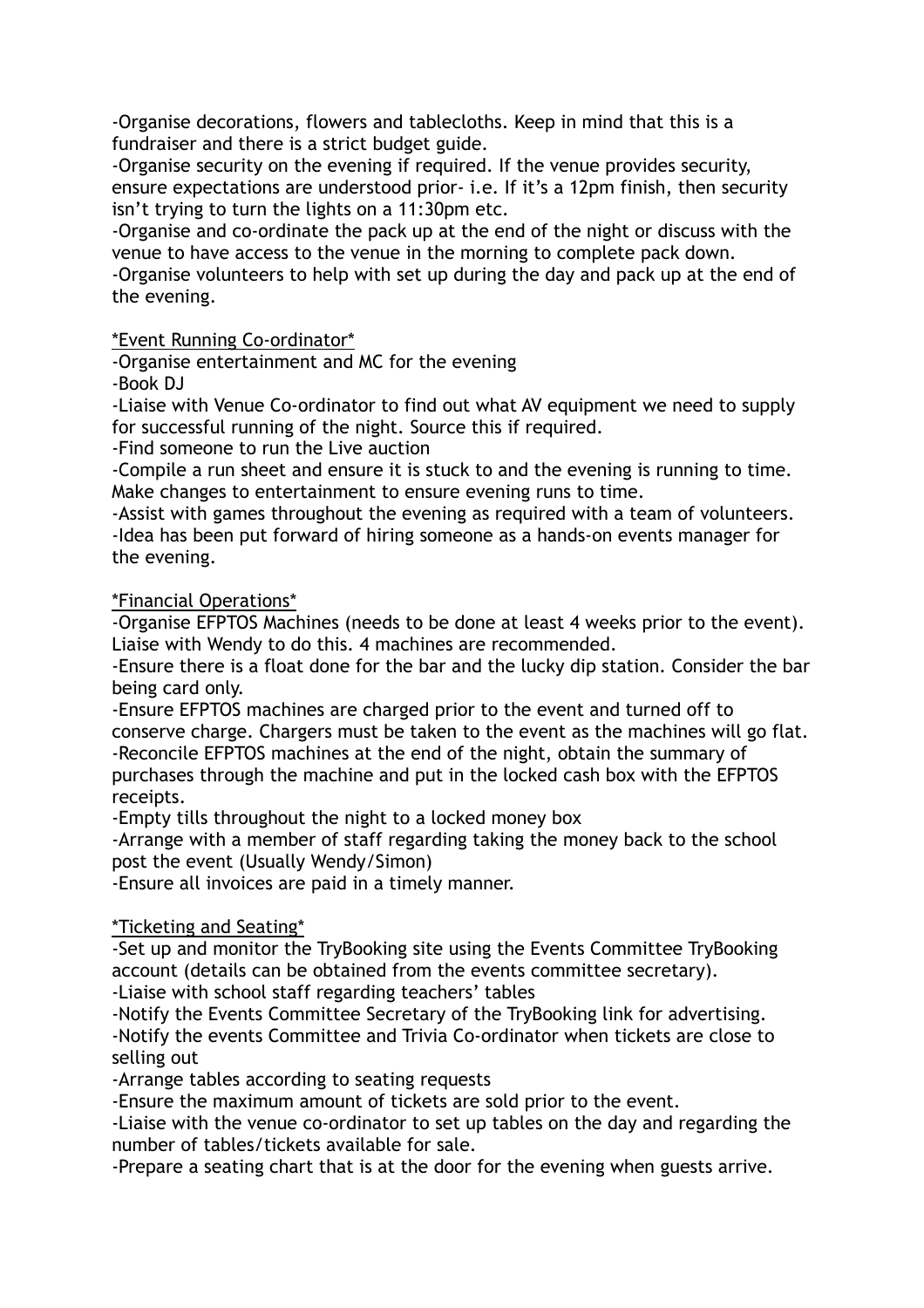-Organise decorations, flowers and tablecloths. Keep in mind that this is a fundraiser and there is a strict budget guide.
-Organise security on the evening if required. If the venue provides security, ensure expectations are understood prior- i.e. If it's a 12pm finish, then security isn't trying to turn the lights on a 11:30pm etc.
-Organise and co-ordinate the pack up at the end of the night or discuss with the venue to have access to the venue in the morning to complete pack down.
-Organise volunteers to help with set up during the day and pack up at the end of the evening.

<u>*Event Running Co-ordinator*</u>
-Organise entertainment and MC for the evening
-Book DJ
-Liaise with Venue Co-ordinator to find out what AV equipment we need to supply for successful running of the night. Source this if required.
-Find someone to run the Live auction
-Compile a run sheet and ensure it is stuck to and the evening is running to time. Make changes to entertainment to ensure evening runs to time.
-Assist with games throughout the evening as required with a team of volunteers.
-Idea has been put forward of hiring someone as a hands-on events manager for the evening.

<u>*Financial Operations*</u>
-Organise EFPTOS Machines (needs to be done at least 4 weeks prior to the event). Liaise with Wendy to do this. 4 machines are recommended.
-Ensure there is a float done for the bar and the lucky dip station. Consider the bar being card only.
-Ensure EFPTOS machines are charged prior to the event and turned off to conserve charge. Chargers must be taken to the event as the machines will go flat.
-Reconcile EFPTOS machines at the end of the night, obtain the summary of purchases through the machine and put in the locked cash box with the EFPTOS receipts.
-Empty tills throughout the night to a locked money box
-Arrange with a member of staff regarding taking the money back to the school post the event (Usually Wendy/Simon)
-Ensure all invoices are paid in a timely manner.

<u>*Ticketing and Seating*</u>
-Set up and monitor the TryBooking site using the Events Committee TryBooking account (details can be obtained from the events committee secretary).
-Liaise with school staff regarding teachers' tables
-Notify the Events Committee Secretary of the TryBooking link for advertising.
-Notify the events Committee and Trivia Co-ordinator when tickets are close to selling out
-Arrange tables according to seating requests
-Ensure the maximum amount of tickets are sold prior to the event.
-Liaise with the venue co-ordinator to set up tables on the day and regarding the number of tables/tickets available for sale.
-Prepare a seating chart that is at the door for the evening when guests arrive.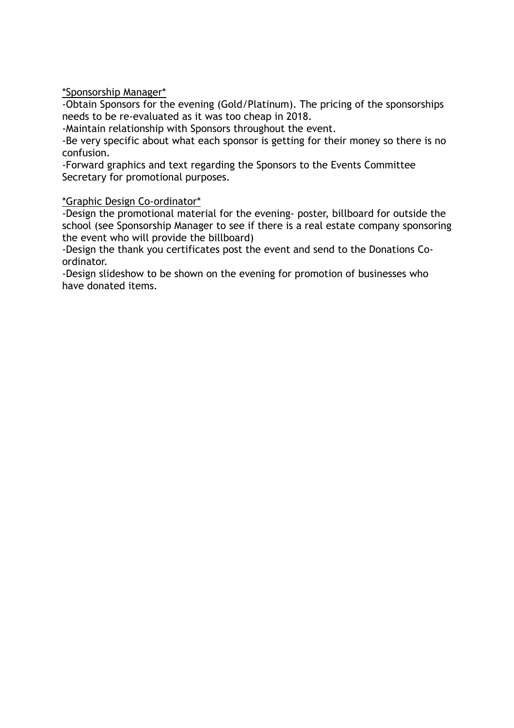<u>*Sponsorship Manager*</u>

-Obtain Sponsors for the evening (Gold/Platinum). The pricing of the sponsorships needs to be re-evaluated as it was too cheap in 2018.

-Maintain relationship with Sponsors throughout the event.

-Be very specific about what each sponsor is getting for their money so there is no confusion.

-Forward graphics and text regarding the Sponsors to the Events Committee Secretary for promotional purposes.

<u>*Graphic Design Co-ordinator*</u>

-Design the promotional material for the evening- poster, billboard for outside the school (see Sponsorship Manager to see if there is a real estate company sponsoring the event who will provide the billboard)

-Design the thank you certificates post the event and send to the Donations Co-ordinator.

-Design slideshow to be shown on the evening for promotion of businesses who have donated items.